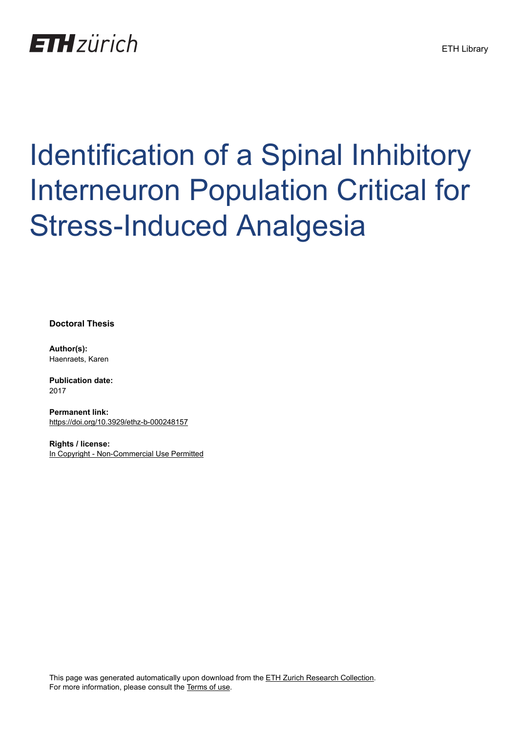ETH zürich

ETH Library

# Identification of a Spinal Inhibitory Interneuron Population Critical for Stress-Induced Analgesia

**Doctoral Thesis**

**Author(s):**
Haenraets, Karen

**Publication date:**
2017

**Permanent link:**
https://doi.org/10.3929/ethz-b-000248157

**Rights / license:**
In Copyright - Non-Commercial Use Permitted

This page was generated automatically upon download from the ETH Zurich Research Collection.
For more information, please consult the Terms of use.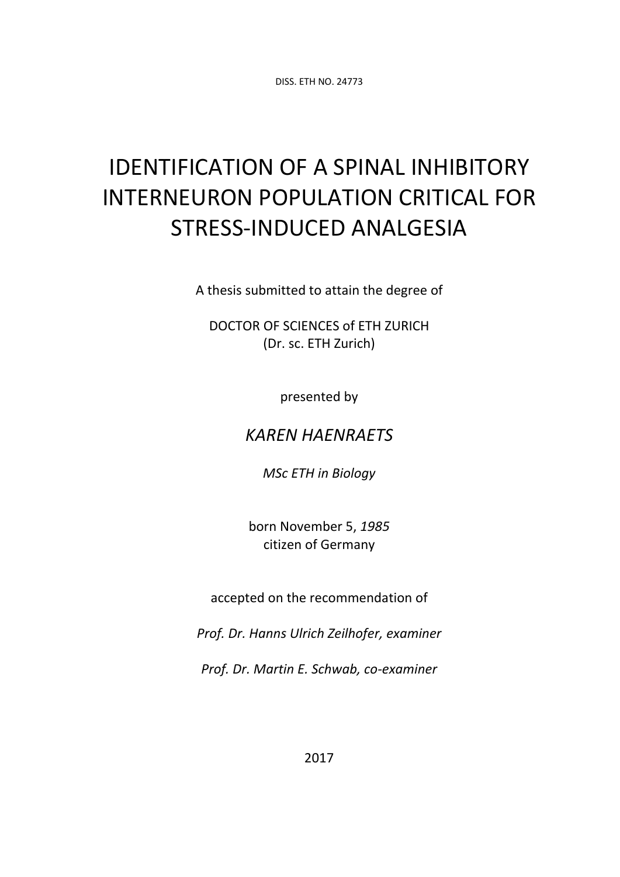DISS. ETH NO. 24773

# IDENTIFICATION OF A SPINAL INHIBITORY INTERNEURON POPULATION CRITICAL FOR STRESS-INDUCED ANALGESIA

A thesis submitted to attain the degree of

DOCTOR OF SCIENCES of ETH ZURICH
(Dr. sc. ETH Zurich)

presented by

*KAREN HAENRAETS*

*MSc ETH in Biology*

born November 5, *1985*
citizen of Germany

accepted on the recommendation of

*Prof. Dr. Hanns Ulrich Zeilhofer, examiner*

*Prof. Dr. Martin E. Schwab, co-examiner*

2017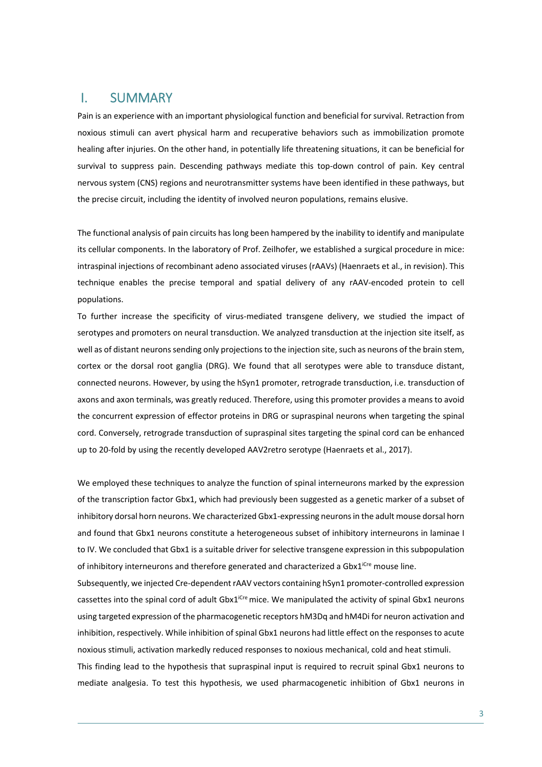# I. SUMMARY

Pain is an experience with an important physiological function and beneficial for survival. Retraction from noxious stimuli can avert physical harm and recuperative behaviors such as immobilization promote healing after injuries. On the other hand, in potentially life threatening situations, it can be beneficial for survival to suppress pain. Descending pathways mediate this top-down control of pain. Key central nervous system (CNS) regions and neurotransmitter systems have been identified in these pathways, but the precise circuit, including the identity of involved neuron populations, remains elusive.

The functional analysis of pain circuits has long been hampered by the inability to identify and manipulate its cellular components. In the laboratory of Prof. Zeilhofer, we established a surgical procedure in mice: intraspinal injections of recombinant adeno associated viruses (rAAVs) (Haenraets et al., in revision). This technique enables the precise temporal and spatial delivery of any rAAV-encoded protein to cell populations.

To further increase the specificity of virus-mediated transgene delivery, we studied the impact of serotypes and promoters on neural transduction. We analyzed transduction at the injection site itself, as well as of distant neurons sending only projections to the injection site, such as neurons of the brain stem, cortex or the dorsal root ganglia (DRG). We found that all serotypes were able to transduce distant, connected neurons. However, by using the hSyn1 promoter, retrograde transduction, i.e. transduction of axons and axon terminals, was greatly reduced. Therefore, using this promoter provides a means to avoid the concurrent expression of effector proteins in DRG or supraspinal neurons when targeting the spinal cord. Conversely, retrograde transduction of supraspinal sites targeting the spinal cord can be enhanced up to 20-fold by using the recently developed AAV2retro serotype (Haenraets et al., 2017).

We employed these techniques to analyze the function of spinal interneurons marked by the expression of the transcription factor Gbx1, which had previously been suggested as a genetic marker of a subset of inhibitory dorsal horn neurons. We characterized Gbx1-expressing neurons in the adult mouse dorsal horn and found that Gbx1 neurons constitute a heterogeneous subset of inhibitory interneurons in laminae I to IV. We concluded that Gbx1 is a suitable driver for selective transgene expression in this subpopulation of inhibitory interneurons and therefore generated and characterized a Gbx1$^{iCre}$ mouse line.

Subsequently, we injected Cre-dependent rAAV vectors containing hSyn1 promoter-controlled expression cassettes into the spinal cord of adult Gbx1$^{iCre}$ mice. We manipulated the activity of spinal Gbx1 neurons using targeted expression of the pharmacogenetic receptors hM3Dq and hM4Di for neuron activation and inhibition, respectively. While inhibition of spinal Gbx1 neurons had little effect on the responses to acute noxious stimuli, activation markedly reduced responses to noxious mechanical, cold and heat stimuli.

This finding lead to the hypothesis that supraspinal input is required to recruit spinal Gbx1 neurons to mediate analgesia. To test this hypothesis, we used pharmacogenetic inhibition of Gbx1 neurons in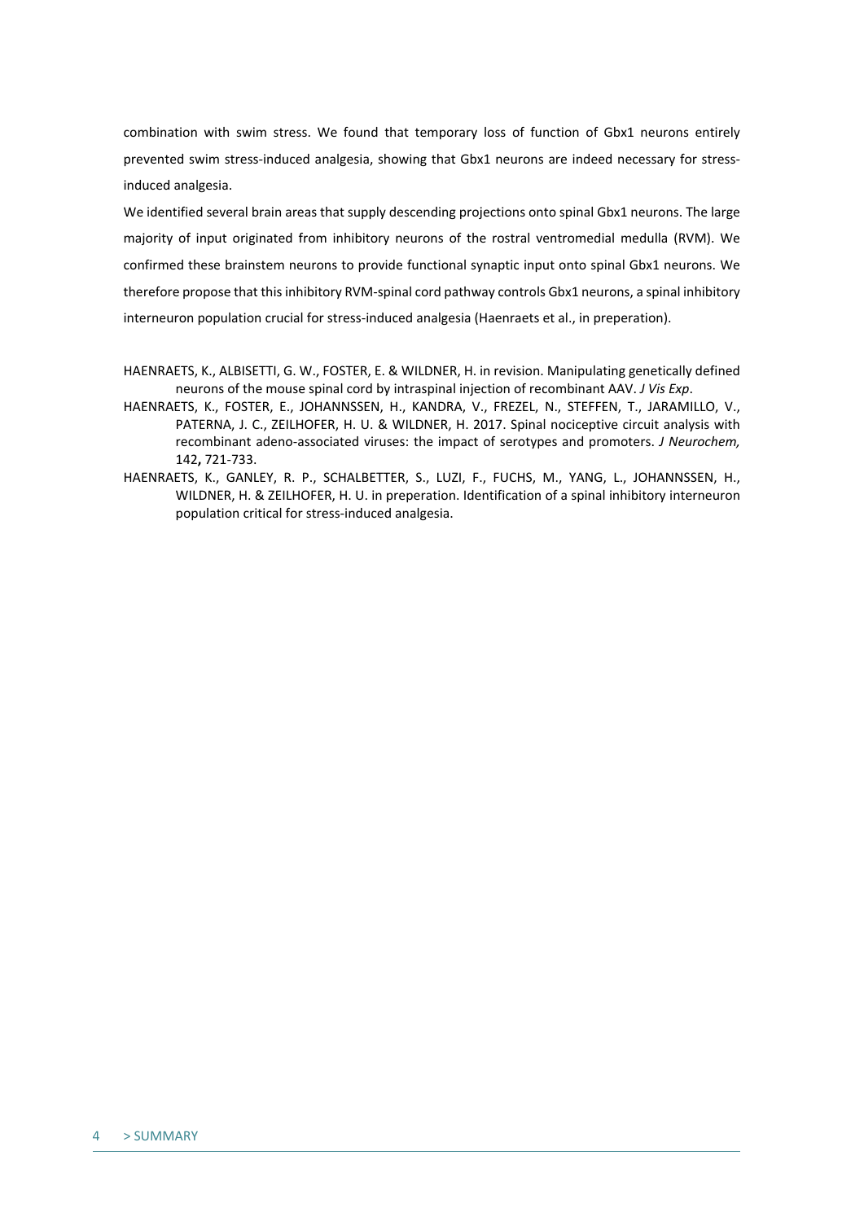combination with swim stress. We found that temporary loss of function of Gbx1 neurons entirely prevented swim stress-induced analgesia, showing that Gbx1 neurons are indeed necessary for stress-induced analgesia.

We identified several brain areas that supply descending projections onto spinal Gbx1 neurons. The large majority of input originated from inhibitory neurons of the rostral ventromedial medulla (RVM). We confirmed these brainstem neurons to provide functional synaptic input onto spinal Gbx1 neurons. We therefore propose that this inhibitory RVM-spinal cord pathway controls Gbx1 neurons, a spinal inhibitory interneuron population crucial for stress-induced analgesia (Haenraets et al., in preperation).

HAENRAETS, K., ALBISETTI, G. W., FOSTER, E. & WILDNER, H. in revision. Manipulating genetically defined neurons of the mouse spinal cord by intraspinal injection of recombinant AAV. *J Vis Exp*.

HAENRAETS, K., FOSTER, E., JOHANNSSEN, H., KANDRA, V., FREZEL, N., STEFFEN, T., JARAMILLO, V., PATERNA, J. C., ZEILHOFER, H. U. & WILDNER, H. 2017. Spinal nociceptive circuit analysis with recombinant adeno-associated viruses: the impact of serotypes and promoters. *J Neurochem,* 142**,** 721-733.

HAENRAETS, K., GANLEY, R. P., SCHALBETTER, S., LUZI, F., FUCHS, M., YANG, L., JOHANNSSEN, H., WILDNER, H. & ZEILHOFER, H. U. in preperation. Identification of a spinal inhibitory interneuron population critical for stress-induced analgesia.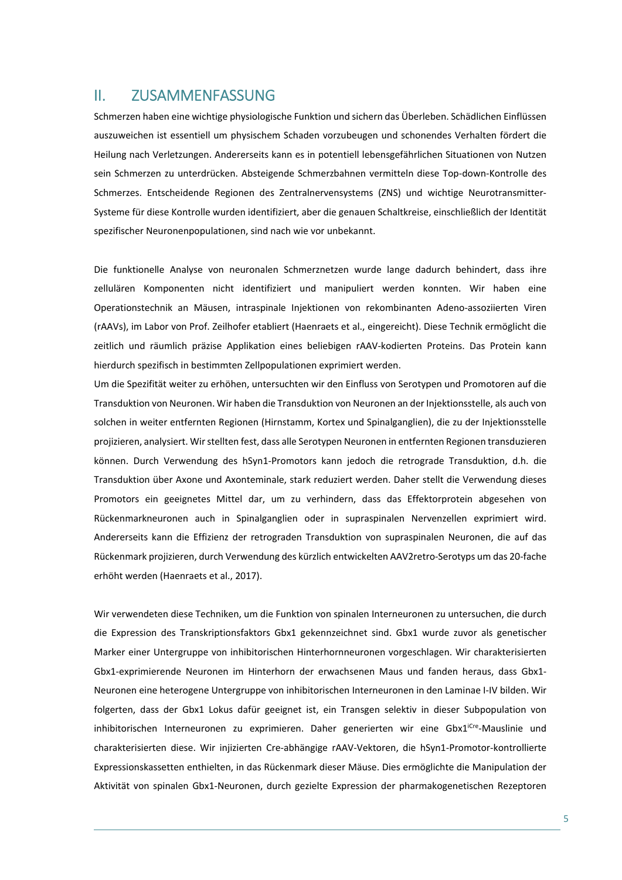# II. ZUSAMMENFASSUNG

Schmerzen haben eine wichtige physiologische Funktion und sichern das Überleben. Schädlichen Einflüssen auszuweichen ist essentiell um physischem Schaden vorzubeugen und schonendes Verhalten fördert die Heilung nach Verletzungen. Andererseits kann es in potentiell lebensgefährlichen Situationen von Nutzen sein Schmerzen zu unterdrücken. Absteigende Schmerzbahnen vermitteln diese Top-down-Kontrolle des Schmerzes. Entscheidende Regionen des Zentralnervensystems (ZNS) und wichtige Neurotransmitter-Systeme für diese Kontrolle wurden identifiziert, aber die genauen Schaltkreise, einschließlich der Identität spezifischer Neuronenpopulationen, sind nach wie vor unbekannt.

Die funktionelle Analyse von neuronalen Schmerznetzen wurde lange dadurch behindert, dass ihre zellulären Komponenten nicht identifiziert und manipuliert werden konnten. Wir haben eine Operationstechnik an Mäusen, intraspinale Injektionen von rekombinanten Adeno-assoziierten Viren (rAAVs), im Labor von Prof. Zeilhofer etabliert (Haenraets et al., eingereicht). Diese Technik ermöglicht die zeitlich und räumlich präzise Applikation eines beliebigen rAAV-kodierten Proteins. Das Protein kann hierdurch spezifisch in bestimmten Zellpopulationen exprimiert werden.

Um die Spezifität weiter zu erhöhen, untersuchten wir den Einfluss von Serotypen und Promotoren auf die Transduktion von Neuronen. Wir haben die Transduktion von Neuronen an der Injektionsstelle, als auch von solchen in weiter entfernten Regionen (Hirnstamm, Kortex und Spinalganglien), die zu der Injektionsstelle projizieren, analysiert. Wir stellten fest, dass alle Serotypen Neuronen in entfernten Regionen transduzieren können. Durch Verwendung des hSyn1-Promotors kann jedoch die retrograde Transduktion, d.h. die Transduktion über Axone und Axonteminale, stark reduziert werden. Daher stellt die Verwendung dieses Promotors ein geeignetes Mittel dar, um zu verhindern, dass das Effektorprotein abgesehen von Rückenmarkneuronen auch in Spinalganglien oder in supraspinalen Nervenzellen exprimiert wird. Andererseits kann die Effizienz der retrograden Transduktion von supraspinalen Neuronen, die auf das Rückenmark projizieren, durch Verwendung des kürzlich entwickelten AAV2retro-Serotyps um das 20-fache erhöht werden (Haenraets et al., 2017).

Wir verwendeten diese Techniken, um die Funktion von spinalen Interneuronen zu untersuchen, die durch die Expression des Transkriptionsfaktors Gbx1 gekennzeichnet sind. Gbx1 wurde zuvor als genetischer Marker einer Untergruppe von inhibitorischen Hinterhornneuronen vorgeschlagen. Wir charakterisierten Gbx1-exprimierende Neuronen im Hinterhorn der erwachsenen Maus und fanden heraus, dass Gbx1-Neuronen eine heterogene Untergruppe von inhibitorischen Interneuronen in den Laminae I-IV bilden. Wir folgerten, dass der Gbx1 Lokus dafür geeignet ist, ein Transgen selektiv in dieser Subpopulation von inhibitorischen Interneuronen zu exprimieren. Daher generierten wir eine Gbx1^iCre-Mauslinie und charakterisierten diese. Wir injizierten Cre-abhängige rAAV-Vektoren, die hSyn1-Promotor-kontrollierte Expressionskassetten enthielten, in das Rückenmark dieser Mäuse. Dies ermöglichte die Manipulation der Aktivität von spinalen Gbx1-Neuronen, durch gezielte Expression der pharmakogenetischen Rezeptoren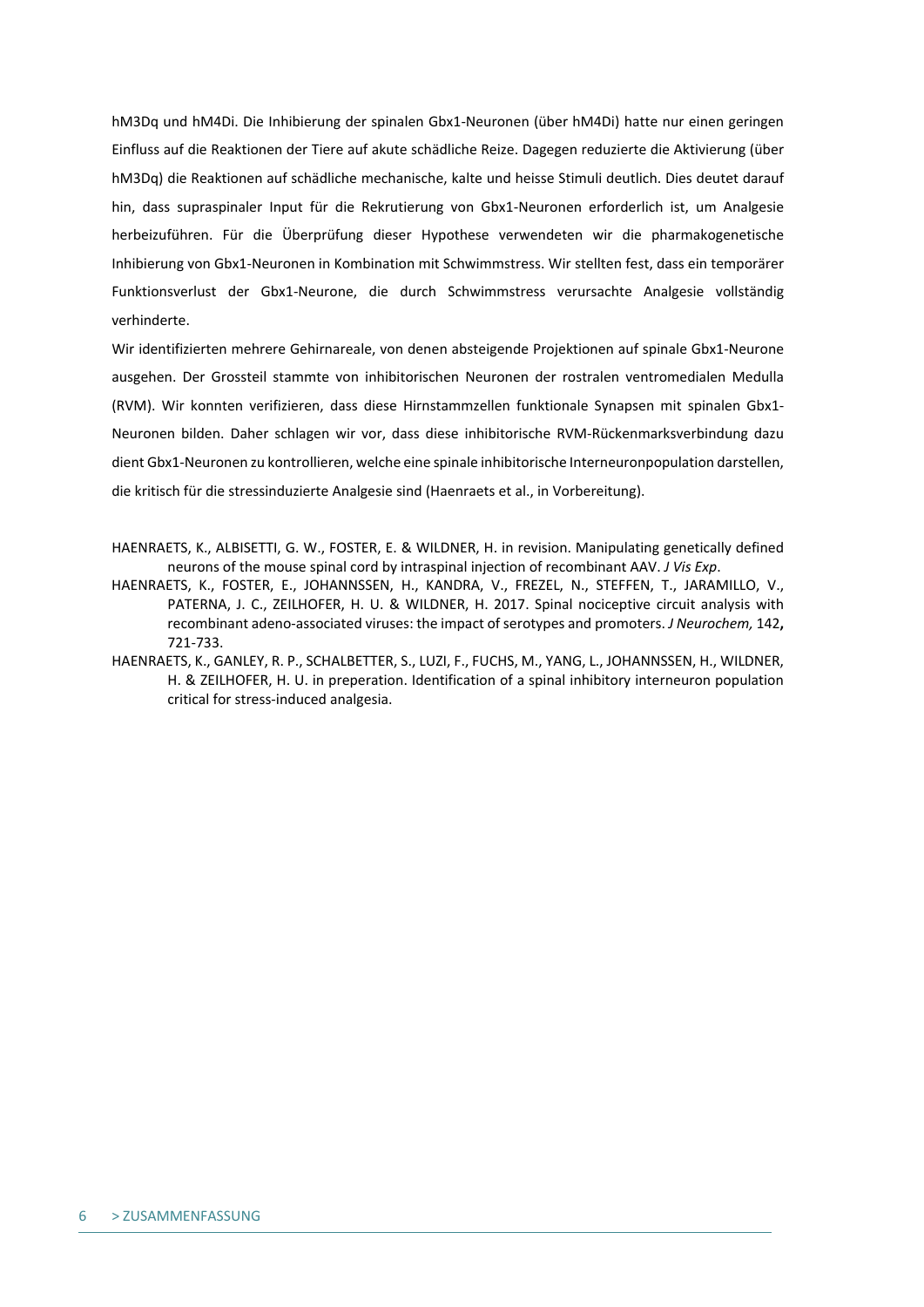hM3Dq und hM4Di. Die Inhibierung der spinalen Gbx1-Neuronen (über hM4Di) hatte nur einen geringen Einfluss auf die Reaktionen der Tiere auf akute schädliche Reize. Dagegen reduzierte die Aktivierung (über hM3Dq) die Reaktionen auf schädliche mechanische, kalte und heisse Stimuli deutlich. Dies deutet darauf hin, dass supraspinaler Input für die Rekrutierung von Gbx1-Neuronen erforderlich ist, um Analgesie herbeizuführen. Für die Überprüfung dieser Hypothese verwendeten wir die pharmakogenetische Inhibierung von Gbx1-Neuronen in Kombination mit Schwimmstress. Wir stellten fest, dass ein temporärer Funktionsverlust der Gbx1-Neurone, die durch Schwimmstress verursachte Analgesie vollständig verhinderte.

Wir identifizierten mehrere Gehirnareale, von denen absteigende Projektionen auf spinale Gbx1-Neurone ausgehen. Der Grossteil stammte von inhibitorischen Neuronen der rostralen ventromedialen Medulla (RVM). Wir konnten verifizieren, dass diese Hirnstammzellen funktionale Synapsen mit spinalen Gbx1-Neuronen bilden. Daher schlagen wir vor, dass diese inhibitorische RVM-Rückenmarksverbindung dazu dient Gbx1-Neuronen zu kontrollieren, welche eine spinale inhibitorische Interneuronpopulation darstellen, die kritisch für die stressinduzierte Analgesie sind (Haenraets et al., in Vorbereitung).

HAENRAETS, K., ALBISETTI, G. W., FOSTER, E. & WILDNER, H. in revision. Manipulating genetically defined neurons of the mouse spinal cord by intraspinal injection of recombinant AAV. *J Vis Exp*.

HAENRAETS, K., FOSTER, E., JOHANNSSEN, H., KANDRA, V., FREZEL, N., STEFFEN, T., JARAMILLO, V., PATERNA, J. C., ZEILHOFER, H. U. & WILDNER, H. 2017. Spinal nociceptive circuit analysis with recombinant adeno-associated viruses: the impact of serotypes and promoters. *J Neurochem,* 142**,** 721-733.

HAENRAETS, K., GANLEY, R. P., SCHALBETTER, S., LUZI, F., FUCHS, M., YANG, L., JOHANNSSEN, H., WILDNER, H. & ZEILHOFER, H. U. in preperation. Identification of a spinal inhibitory interneuron population critical for stress-induced analgesia.